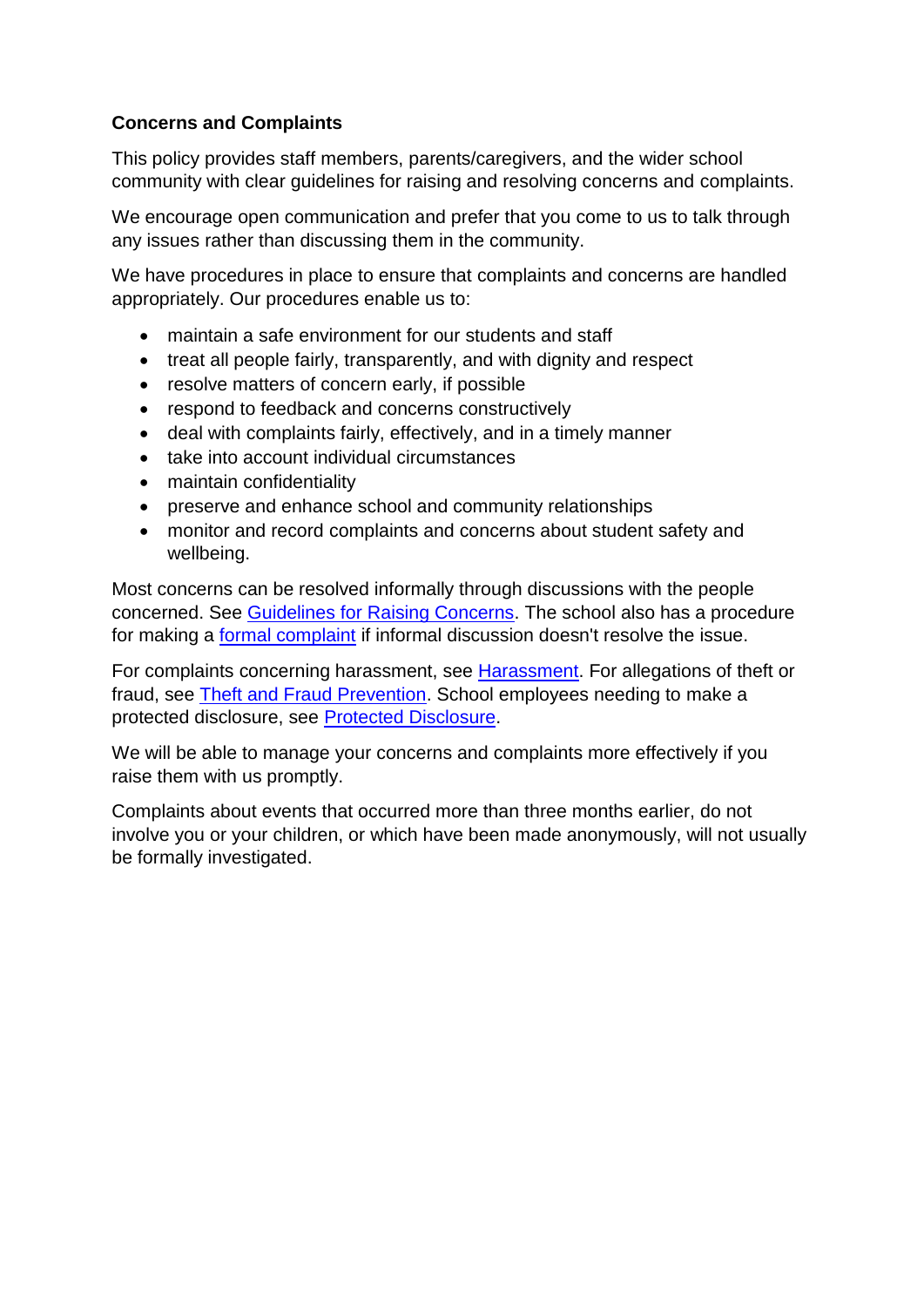## Concerns and Complaints

This policy provides staff members, parents/caregivers, and the wider school community with clear guidelines for raising and resolving concerns and complaints.

We encourage open communication and prefer that you come to us to talk through any issues rather than discussing them in the community.

We have procedures in place to ensure that complaints and concerns are handled appropriately. Our procedures enable us to:

- maintain a safe environment for our students and staff
- treat all people fairly, transparently, and with dignity and respect
- resolve matters of concern early, if possible
- respond to feedback and concerns constructively
- deal with complaints fairly, effectively, and in a timely manner
- take into account individual circumstances
- maintain confidentiality
- preserve and enhance school and community relationships
- monitor and record complaints and concerns about student safety and wellbeing.

Most concerns can be resolved informally through discussions with the people concerned. See Guidelines for Raising Concerns. The school also has a procedure for making a formal complaint if informal discussion doesn't resolve the issue.

For complaints concerning harassment, see Harassment. For allegations of theft or fraud, see Theft and Fraud Prevention. School employees needing to make a protected disclosure, see Protected Disclosure.

We will be able to manage your concerns and complaints more effectively if you raise them with us promptly.

Complaints about events that occurred more than three months earlier, do not involve you or your children, or which have been made anonymously, will not usually be formally investigated.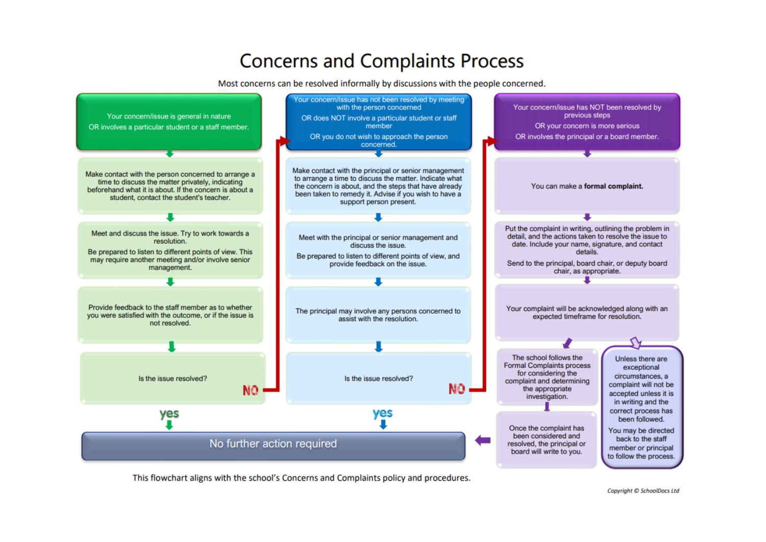# Concerns and Complaints Process

Most concerns can be resolved informally by discussions with the people concerned.

Your concern/issue is general in nature
OR involves a particular student or a staff member.

Make contact with the person concerned to arrange a time to discuss the matter privately, indicating beforehand what it is about. If the concern is about a student, contact the student's teacher.

Meet and discuss the issue. Try to work towards a resolution.

Be prepared to listen to different points of view. This may require another meeting and/or involve senior management.

Provide feedback to the staff member as to whether you were satisfied with the outcome, or if the issue is not resolved.

Is the issue resolved?

NO

yes

Your concern/issue has not been resolved by meeting with the person concerned

OR does NOT involve a particular student or staff member

OR you do not wish to approach the person concerned.

Make contact with the principal or senior management to arrange a time to discuss the matter. Indicate what the concern is about, and the steps that have already been taken to remedy it. Advise if you wish to have a support person present.

Meet with the principal or senior management and discuss the issue.

Be prepared to listen to different points of view, and provide feedback on the issue.

The principal may involve any persons concerned to assist with the resolution.

Is the issue resolved?

NO

yes

Your concern/issue has NOT been resolved by previous steps

OR your concern is more serious

OR involves the principal or a board member.

You can make a **formal complaint.**

Put the complaint in writing, outlining the problem in detail, and the actions taken to resolve the issue to date. Include your name, signature, and contact details.

Send to the principal, board chair, or deputy board chair, as appropriate.

Your complaint will be acknowledged along with an expected timeframe for resolution.

The school follows the Formal Complaints process for considering the complaint and determining the appropriate investigation.

Once the complaint has been considered and resolved, the principal or board will write to you.

Unless there are exceptional circumstances, a complaint will not be accepted unless it is in writing and the correct process has been followed.

You may be directed back to the staff member or principal to follow the process.

No further action required

This flowchart aligns with the school's Concerns and Complaints policy and procedures.

*Copyright © SchoolDocs Ltd*